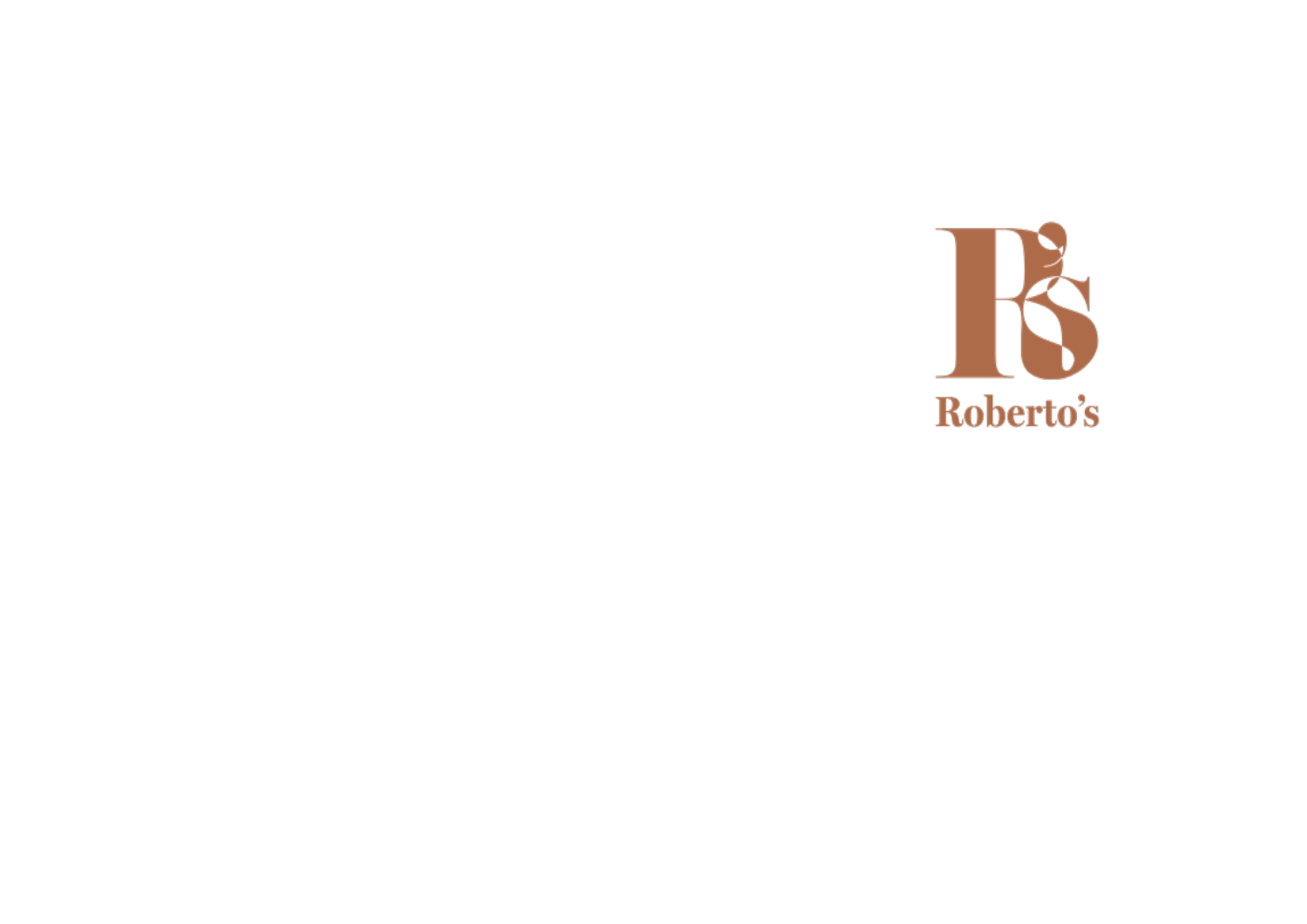Roberto's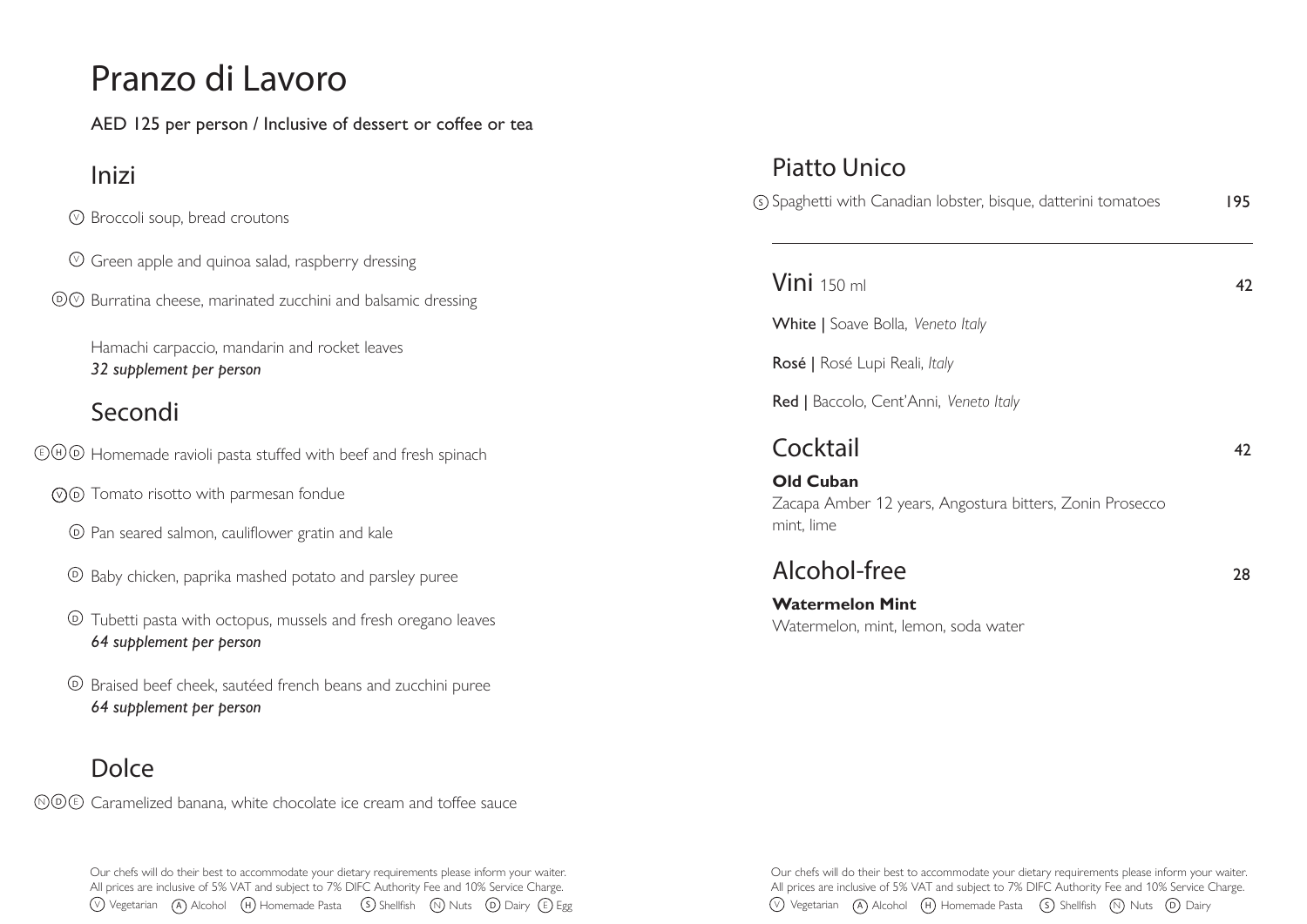# Pranzo di Lavoro

AED 125 per person / Inclusive of dessert or coffee or tea

## Inizi

(V) Broccoli soup, bread croutons

(V) Green apple and quinoa salad, raspberry dressing

(D)(V) Burratina cheese, marinated zucchini and balsamic dressing

Hamachi carpaccio, mandarin and rocket leaves
***32 supplement per person***

## Secondi

(E)(H)(D) Homemade ravioli pasta stuffed with beef and fresh spinach

(V)(D) Tomato risotto with parmesan fondue

(D) Pan seared salmon, cauliflower gratin and kale

(D) Baby chicken, paprika mashed potato and parsley puree

(D) Tubetti pasta with octopus, mussels and fresh oregano leaves
***64 supplement per person***

(D) Braised beef cheek, sautéed french beans and zucchini puree
***64 supplement per person***

## Dolce

(N)(D)(E) Caramelized banana, white chocolate ice cream and toffee sauce

Our chefs will do their best to accommodate your dietary requirements please inform your waiter.
All prices are inclusive of 5% VAT and subject to 7% DIFC Authority Fee and 10% Service Charge.
(V) Vegetarian (A) Alcohol (H) Homemade Pasta (S) Shellfish (N) Nuts (D) Dairy (E) Egg

## Piatto Unico

(S) Spaghetti with Canadian lobster, bisque, datterini tomatoes — 195

## Vini 150 ml — 42

**White |** Soave Bolla, *Veneto Italy*

**Rosé |** Rosé Lupi Reali, *Italy*

**Red |** Baccolo, Cent'Anni, *Veneto Italy*

## Cocktail — 42

**Old Cuban**
Zacapa Amber 12 years, Angostura bitters, Zonin Prosecco mint, lime

## Alcohol-free — 28

**Watermelon Mint**
Watermelon, mint, lemon, soda water

Our chefs will do their best to accommodate your dietary requirements please inform your waiter.
All prices are inclusive of 5% VAT and subject to 7% DIFC Authority Fee and 10% Service Charge.
(V) Vegetarian (A) Alcohol (H) Homemade Pasta (S) Shellfish (N) Nuts (D) Dairy